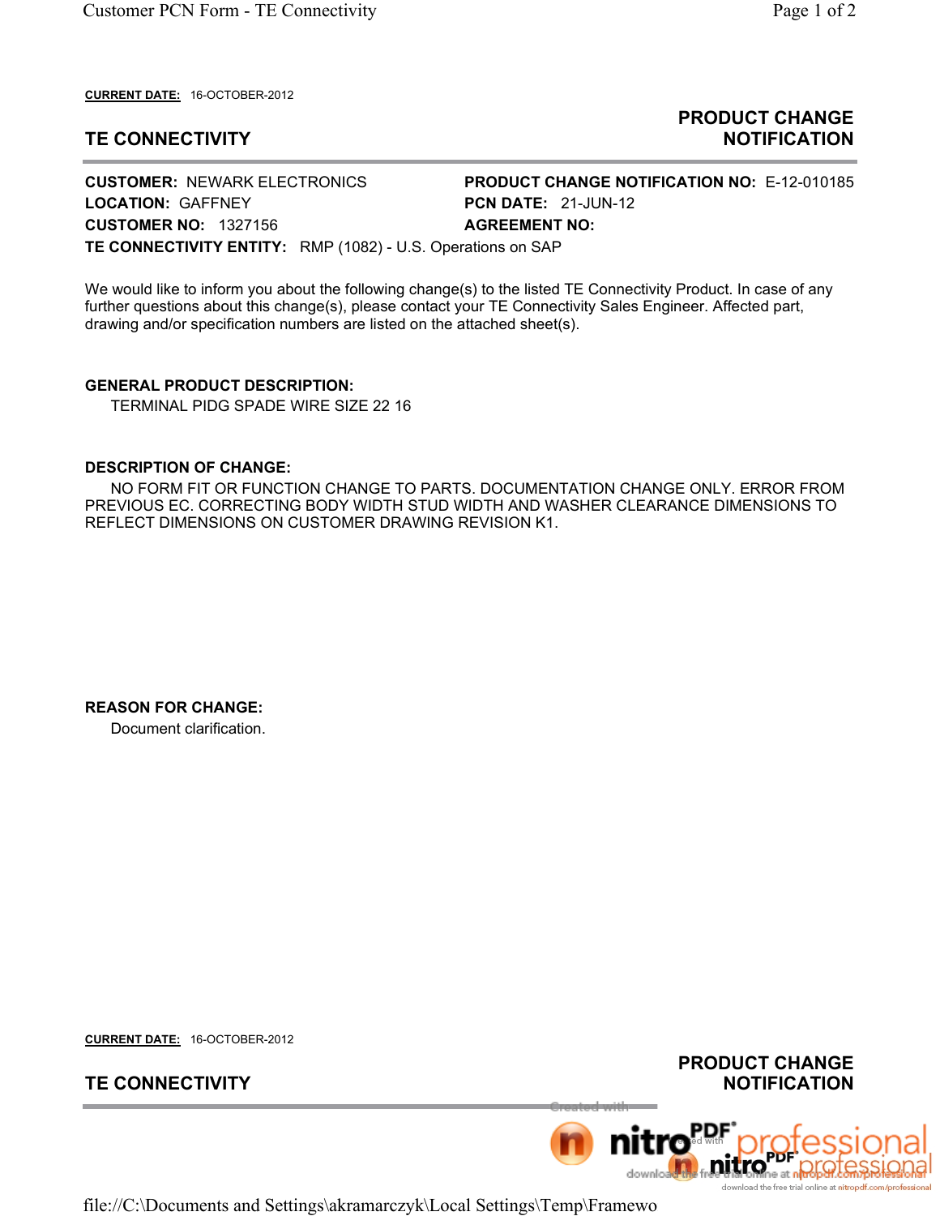**CURRENT DATE:** 16-OCTOBER-2012

## TE CONNECTIVITY

## PRODUCT CHANGE NOTIFICATION

**CUSTOMER:** NEWARK ELECTRONICS
**LOCATION:** GAFFNEY
**CUSTOMER NO:** 1327156
**TE CONNECTIVITY ENTITY:** RMP (1082) - U.S. Operations on SAP

**PRODUCT CHANGE NOTIFICATION NO:** E-12-010185
**PCN DATE:** 21-JUN-12
**AGREEMENT NO:**

We would like to inform you about the following change(s) to the listed TE Connectivity Product. In case of any further questions about this change(s), please contact your TE Connectivity Sales Engineer. Affected part, drawing and/or specification numbers are listed on the attached sheet(s).

**GENERAL PRODUCT DESCRIPTION:**

TERMINAL PIDG SPADE WIRE SIZE 22 16

**DESCRIPTION OF CHANGE:**

NO FORM FIT OR FUNCTION CHANGE TO PARTS. DOCUMENTATION CHANGE ONLY. ERROR FROM PREVIOUS EC. CORRECTING BODY WIDTH STUD WIDTH AND WASHER CLEARANCE DIMENSIONS TO REFLECT DIMENSIONS ON CUSTOMER DRAWING REVISION K1.

**REASON FOR CHANGE:**

Document clarification.

**CURRENT DATE:** 16-OCTOBER-2012

## TE CONNECTIVITY

## PRODUCT CHANGE NOTIFICATION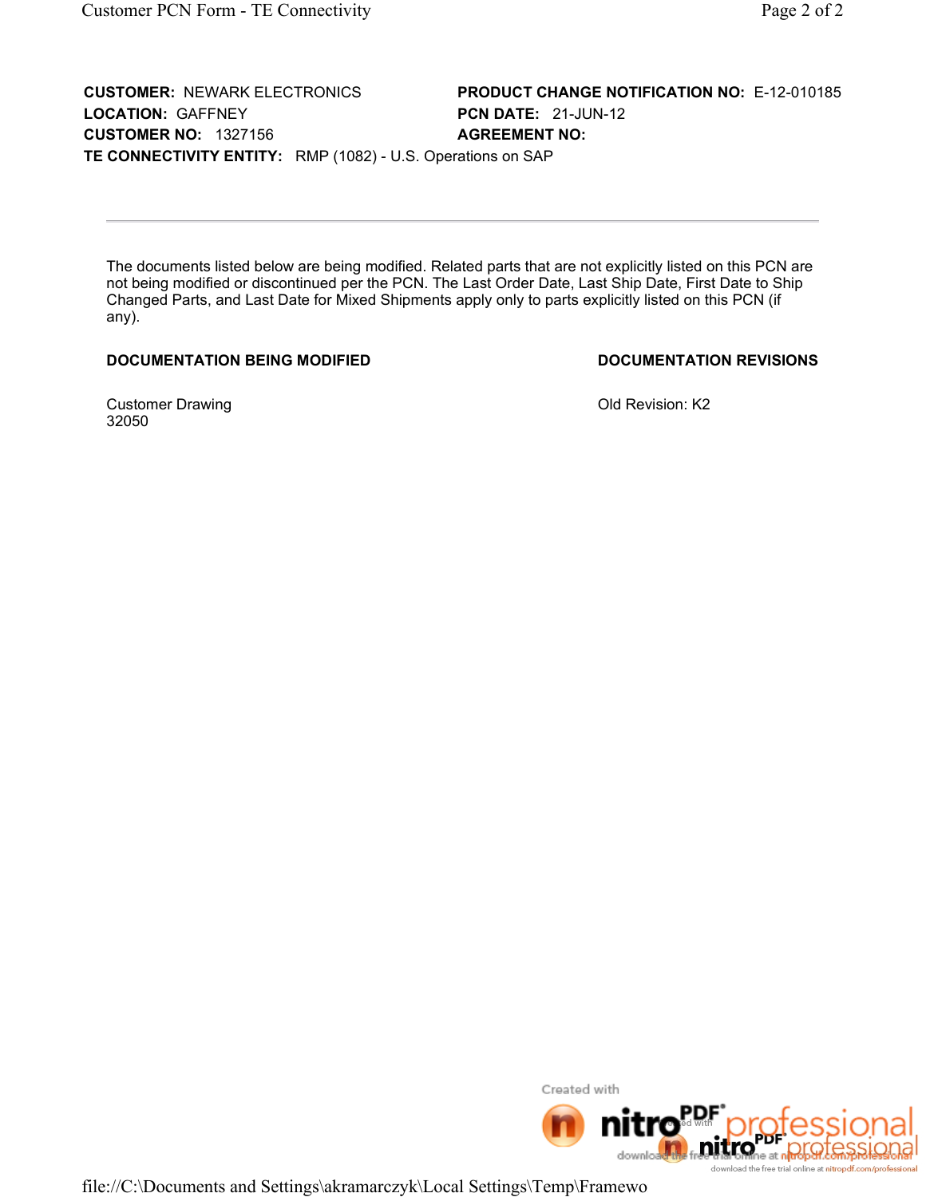**CUSTOMER:** NEWARK ELECTRONICS
**LOCATION:** GAFFNEY
**CUSTOMER NO:** 1327156
**TE CONNECTIVITY ENTITY:** RMP (1082) - U.S. Operations on SAP

**PRODUCT CHANGE NOTIFICATION NO:** E-12-010185
**PCN DATE:** 21-JUN-12
**AGREEMENT NO:**

---

The documents listed below are being modified. Related parts that are not explicitly listed on this PCN are not being modified or discontinued per the PCN. The Last Order Date, Last Ship Date, First Date to Ship Changed Parts, and Last Date for Mixed Shipments apply only to parts explicitly listed on this PCN (if any).

| DOCUMENTATION BEING MODIFIED | DOCUMENTATION REVISIONS |
|---|---|
| Customer Drawing 32050 | Old Revision: K2 |